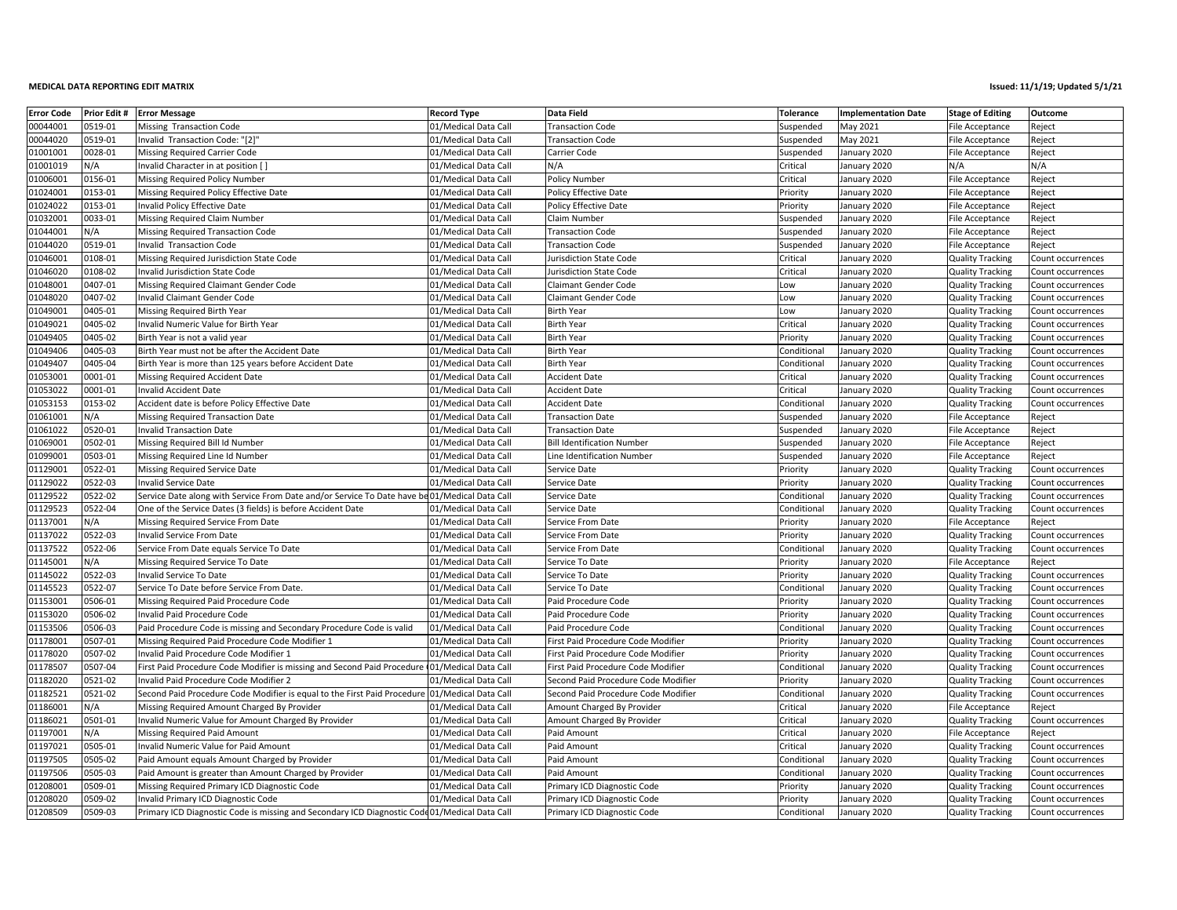**MEDICAL DATA REPORTING EDIT MATRIX**

**Issued: 11/1/19; Updated 5/1/21**

| Error Code | Prior Edit # | Error Message | Record Type | Data Field | Tolerance | Implementation Date | Stage of Editing | Outcome |
|---|---|---|---|---|---|---|---|---|
| 00044001 | 0519-01 | Missing Transaction Code | 01/Medical Data Call | Transaction Code | Suspended | May 2021 | File Acceptance | Reject |
| 00044020 | 0519-01 | Invalid Transaction Code: "[2]" | 01/Medical Data Call | Transaction Code | Suspended | May 2021 | File Acceptance | Reject |
| 01001001 | 0028-01 | Missing Required Carrier Code | 01/Medical Data Call | Carrier Code | Suspended | January 2020 | File Acceptance | Reject |
| 01001019 | N/A | Invalid Character in at position [ ] | 01/Medical Data Call | N/A | Critical | January 2020 | N/A | N/A |
| 01006001 | 0156-01 | Missing Required Policy Number | 01/Medical Data Call | Policy Number | Critical | January 2020 | File Acceptance | Reject |
| 01024001 | 0153-01 | Missing Required Policy Effective Date | 01/Medical Data Call | Policy Effective Date | Priority | January 2020 | File Acceptance | Reject |
| 01024022 | 0153-01 | Invalid Policy Effective Date | 01/Medical Data Call | Policy Effective Date | Priority | January 2020 | File Acceptance | Reject |
| 01032001 | 0033-01 | Missing Required Claim Number | 01/Medical Data Call | Claim Number | Suspended | January 2020 | File Acceptance | Reject |
| 01044001 | N/A | Missing Required Transaction Code | 01/Medical Data Call | Transaction Code | Suspended | January 2020 | File Acceptance | Reject |
| 01044020 | 0519-01 | Invalid Transaction Code | 01/Medical Data Call | Transaction Code | Suspended | January 2020 | File Acceptance | Reject |
| 01046001 | 0108-01 | Missing Required Jurisdiction State Code | 01/Medical Data Call | Jurisdiction State Code | Critical | January 2020 | Quality Tracking | Count occurrences |
| 01046020 | 0108-02 | Invalid Jurisdiction State Code | 01/Medical Data Call | Jurisdiction State Code | Critical | January 2020 | Quality Tracking | Count occurrences |
| 01048001 | 0407-01 | Missing Required Claimant Gender Code | 01/Medical Data Call | Claimant Gender Code | Low | January 2020 | Quality Tracking | Count occurrences |
| 01048020 | 0407-02 | Invalid Claimant Gender Code | 01/Medical Data Call | Claimant Gender Code | Low | January 2020 | Quality Tracking | Count occurrences |
| 01049001 | 0405-01 | Missing Required Birth Year | 01/Medical Data Call | Birth Year | Low | January 2020 | Quality Tracking | Count occurrences |
| 01049021 | 0405-02 | Invalid Numeric Value for Birth Year | 01/Medical Data Call | Birth Year | Critical | January 2020 | Quality Tracking | Count occurrences |
| 01049405 | 0405-02 | Birth Year is not a valid year | 01/Medical Data Call | Birth Year | Priority | January 2020 | Quality Tracking | Count occurrences |
| 01049406 | 0405-03 | Birth Year must not be after the Accident Date | 01/Medical Data Call | Birth Year | Conditional | January 2020 | Quality Tracking | Count occurrences |
| 01049407 | 0405-04 | Birth Year is more than 125 years before Accident Date | 01/Medical Data Call | Birth Year | Conditional | January 2020 | Quality Tracking | Count occurrences |
| 01053001 | 0001-01 | Missing Required Accident Date | 01/Medical Data Call | Accident Date | Critical | January 2020 | Quality Tracking | Count occurrences |
| 01053022 | 0001-01 | Invalid Accident Date | 01/Medical Data Call | Accident Date | Critical | January 2020 | Quality Tracking | Count occurrences |
| 01053153 | 0153-02 | Accident date is before Policy Effective Date | 01/Medical Data Call | Accident Date | Conditional | January 2020 | Quality Tracking | Count occurrences |
| 01061001 | N/A | Missing Required Transaction Date | 01/Medical Data Call | Transaction Date | Suspended | January 2020 | File Acceptance | Reject |
| 01061022 | 0520-01 | Invalid Transaction Date | 01/Medical Data Call | Transaction Date | Suspended | January 2020 | File Acceptance | Reject |
| 01069001 | 0502-01 | Missing Required Bill Id Number | 01/Medical Data Call | Bill Identification Number | Suspended | January 2020 | File Acceptance | Reject |
| 01099001 | 0503-01 | Missing Required Line Id Number | 01/Medical Data Call | Line Identification Number | Suspended | January 2020 | File Acceptance | Reject |
| 01129001 | 0522-01 | Missing Required Service Date | 01/Medical Data Call | Service Date | Priority | January 2020 | Quality Tracking | Count occurrences |
| 01129022 | 0522-03 | Invalid Service Date | 01/Medical Data Call | Service Date | Priority | January 2020 | Quality Tracking | Count occurrences |
| 01129522 | 0522-02 | Service Date along with Service From Date and/or Service To Date have be | 01/Medical Data Call | Service Date | Conditional | January 2020 | Quality Tracking | Count occurrences |
| 01129523 | 0522-04 | One of the Service Dates (3 fields) is before Accident Date | 01/Medical Data Call | Service Date | Conditional | January 2020 | Quality Tracking | Count occurrences |
| 01137001 | N/A | Missing Required Service From Date | 01/Medical Data Call | Service From Date | Priority | January 2020 | File Acceptance | Reject |
| 01137022 | 0522-03 | Invalid Service From Date | 01/Medical Data Call | Service From Date | Priority | January 2020 | Quality Tracking | Count occurrences |
| 01137522 | 0522-06 | Service From Date equals Service To Date | 01/Medical Data Call | Service From Date | Conditional | January 2020 | Quality Tracking | Count occurrences |
| 01145001 | N/A | Missing Required Service To Date | 01/Medical Data Call | Service To Date | Priority | January 2020 | File Acceptance | Reject |
| 01145022 | 0522-03 | Invalid Service To Date | 01/Medical Data Call | Service To Date | Priority | January 2020 | Quality Tracking | Count occurrences |
| 01145523 | 0522-07 | Service To Date before Service From Date. | 01/Medical Data Call | Service To Date | Conditional | January 2020 | Quality Tracking | Count occurrences |
| 01153001 | 0506-01 | Missing Required Paid Procedure Code | 01/Medical Data Call | Paid Procedure Code | Priority | January 2020 | Quality Tracking | Count occurrences |
| 01153020 | 0506-02 | Invalid Paid Procedure Code | 01/Medical Data Call | Paid Procedure Code | Priority | January 2020 | Quality Tracking | Count occurrences |
| 01153506 | 0506-03 | Paid Procedure Code is missing and Secondary Procedure Code is valid | 01/Medical Data Call | Paid Procedure Code | Conditional | January 2020 | Quality Tracking | Count occurrences |
| 01178001 | 0507-01 | Missing Required Paid Procedure Code Modifier 1 | 01/Medical Data Call | First Paid Procedure Code Modifier | Priority | January 2020 | Quality Tracking | Count occurrences |
| 01178020 | 0507-02 | Invalid Paid Procedure Code Modifier 1 | 01/Medical Data Call | First Paid Procedure Code Modifier | Priority | January 2020 | Quality Tracking | Count occurrences |
| 01178507 | 0507-04 | First Paid Procedure Code Modifier is missing and Second Paid Procedure | 01/Medical Data Call | First Paid Procedure Code Modifier | Conditional | January 2020 | Quality Tracking | Count occurrences |
| 01182020 | 0521-02 | Invalid Paid Procedure Code Modifier 2 | 01/Medical Data Call | Second Paid Procedure Code Modifier | Priority | January 2020 | Quality Tracking | Count occurrences |
| 01182521 | 0521-02 | Second Paid Procedure Code Modifier is equal to the First Paid Procedure | 01/Medical Data Call | Second Paid Procedure Code Modifier | Conditional | January 2020 | Quality Tracking | Count occurrences |
| 01186001 | N/A | Missing Required Amount Charged By Provider | 01/Medical Data Call | Amount Charged By Provider | Critical | January 2020 | File Acceptance | Reject |
| 01186021 | 0501-01 | Invalid Numeric Value for Amount Charged By Provider | 01/Medical Data Call | Amount Charged By Provider | Critical | January 2020 | Quality Tracking | Count occurrences |
| 01197001 | N/A | Missing Required Paid Amount | 01/Medical Data Call | Paid Amount | Critical | January 2020 | File Acceptance | Reject |
| 01197021 | 0505-01 | Invalid Numeric Value for Paid Amount | 01/Medical Data Call | Paid Amount | Critical | January 2020 | Quality Tracking | Count occurrences |
| 01197505 | 0505-02 | Paid Amount equals Amount Charged by Provider | 01/Medical Data Call | Paid Amount | Conditional | January 2020 | Quality Tracking | Count occurrences |
| 01197506 | 0505-03 | Paid Amount is greater than Amount Charged by Provider | 01/Medical Data Call | Paid Amount | Conditional | January 2020 | Quality Tracking | Count occurrences |
| 01208001 | 0509-01 | Missing Required Primary ICD Diagnostic Code | 01/Medical Data Call | Primary ICD Diagnostic Code | Priority | January 2020 | Quality Tracking | Count occurrences |
| 01208020 | 0509-02 | Invalid Primary ICD Diagnostic Code | 01/Medical Data Call | Primary ICD Diagnostic Code | Priority | January 2020 | Quality Tracking | Count occurrences |
| 01208509 | 0509-03 | Primary ICD Diagnostic Code is missing and Secondary ICD Diagnostic Code | 01/Medical Data Call | Primary ICD Diagnostic Code | Conditional | January 2020 | Quality Tracking | Count occurrences |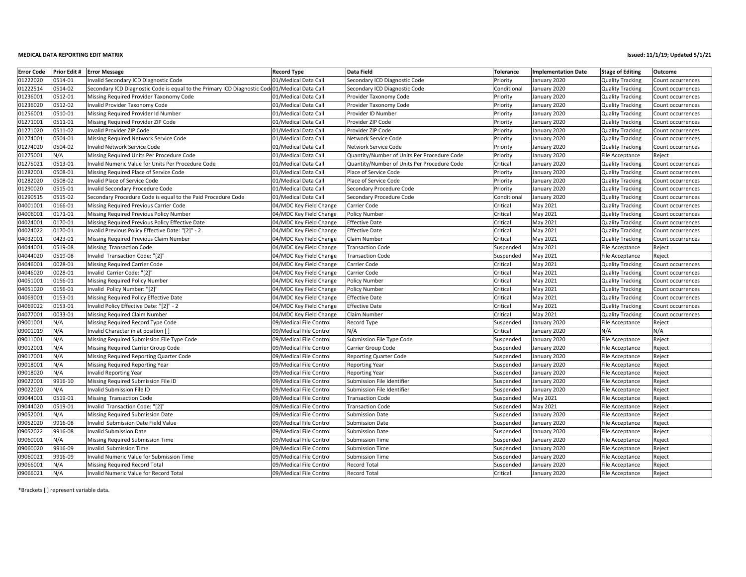**MEDICAL DATA REPORTING EDIT MATRIX**

**Issued: 11/1/19; Updated 5/1/21**

| Error Code | Prior Edit # | Error Message | Record Type | Data Field | Tolerance | Implementation Date | Stage of Editing | Outcome |
|---|---|---|---|---|---|---|---|---|
| 01222020 | 0514-01 | Invalid Secondary ICD Diagnostic Code | 01/Medical Data Call | Secondary ICD Diagnostic Code | Priority | January 2020 | Quality Tracking | Count occurrences |
| 01222514 | 0514-02 | Secondary ICD Diagnostic Code is equal to the Primary ICD Diagnostic Code | 01/Medical Data Call | Secondary ICD Diagnostic Code | Conditional | January 2020 | Quality Tracking | Count occurrences |
| 01236001 | 0512-01 | Missing Required Provider Taxonomy Code | 01/Medical Data Call | Provider Taxonomy Code | Priority | January 2020 | Quality Tracking | Count occurrences |
| 01236020 | 0512-02 | Invalid Provider Taxonomy Code | 01/Medical Data Call | Provider Taxonomy Code | Priority | January 2020 | Quality Tracking | Count occurrences |
| 01256001 | 0510-01 | Missing Required Provider Id Number | 01/Medical Data Call | Provider ID Number | Priority | January 2020 | Quality Tracking | Count occurrences |
| 01271001 | 0511-01 | Missing Required Provider ZIP Code | 01/Medical Data Call | Provider ZIP Code | Priority | January 2020 | Quality Tracking | Count occurrences |
| 01271020 | 0511-02 | Invalid Provider ZIP Code | 01/Medical Data Call | Provider ZIP Code | Priority | January 2020 | Quality Tracking | Count occurrences |
| 01274001 | 0504-01 | Missing Required Network Service Code | 01/Medical Data Call | Network Service Code | Priority | January 2020 | Quality Tracking | Count occurrences |
| 01274020 | 0504-02 | Invalid Network Service Code | 01/Medical Data Call | Network Service Code | Priority | January 2020 | Quality Tracking | Count occurrences |
| 01275001 | N/A | Missing Required Units Per Procedure Code | 01/Medical Data Call | Quantity/Number of Units Per Procedure Code | Priority | January 2020 | File Acceptance | Reject |
| 01275021 | 0513-01 | Invalid Numeric Value for Units Per Procedure Code | 01/Medical Data Call | Quantity/Number of Units Per Procedure Code | Critical | January 2020 | Quality Tracking | Count occurrences |
| 01282001 | 0508-01 | Missing Required Place of Service Code | 01/Medical Data Call | Place of Service Code | Priority | January 2020 | Quality Tracking | Count occurrences |
| 01282020 | 0508-02 | Invalid Place of Service Code | 01/Medical Data Call | Place of Service Code | Priority | January 2020 | Quality Tracking | Count occurrences |
| 01290020 | 0515-01 | Invalid Secondary Procedure Code | 01/Medical Data Call | Secondary Procedure Code | Priority | January 2020 | Quality Tracking | Count occurrences |
| 01290515 | 0515-02 | Secondary Procedure Code is equal to the Paid Procedure Code | 01/Medical Data Call | Secondary Procedure Code | Conditional | January 2020 | Quality Tracking | Count occurrences |
| 04001001 | 0166-01 | Missing Required Previous Carrier Code | 04/MDC Key Field Change | Carrier Code | Critical | May 2021 | Quality Tracking | Count occurrences |
| 04006001 | 0171-01 | Missing Required Previous Policy Number | 04/MDC Key Field Change | Policy Number | Critical | May 2021 | Quality Tracking | Count occurrences |
| 04024001 | 0170-01 | Missing Required Previous Policy Effective Date | 04/MDC Key Field Change | Effective Date | Critical | May 2021 | Quality Tracking | Count occurrences |
| 04024022 | 0170-01 | Invalid Previous Policy Effective Date: "[2]" - 2 | 04/MDC Key Field Change | Effective Date | Critical | May 2021 | Quality Tracking | Count occurrences |
| 04032001 | 0423-01 | Missing Required Previous Claim Number | 04/MDC Key Field Change | Claim Number | Critical | May 2021 | Quality Tracking | Count occurrences |
| 04044001 | 0519-08 | Missing Transaction Code | 04/MDC Key Field Change | Transaction Code | Suspended | May 2021 | File Acceptance | Reject |
| 04044020 | 0519-08 | Invalid Transaction Code: "[2]" | 04/MDC Key Field Change | Transaction Code | Suspended | May 2021 | File Acceptance | Reject |
| 04046001 | 0028-01 | Missing Required Carrier Code | 04/MDC Key Field Change | Carrier Code | Critical | May 2021 | Quality Tracking | Count occurrences |
| 04046020 | 0028-01 | Invalid Carrier Code: "[2]" | 04/MDC Key Field Change | Carrier Code | Critical | May 2021 | Quality Tracking | Count occurrences |
| 04051001 | 0156-01 | Missing Required Policy Number | 04/MDC Key Field Change | Policy Number | Critical | May 2021 | Quality Tracking | Count occurrences |
| 04051020 | 0156-01 | Invalid Policy Number: "[2]" | 04/MDC Key Field Change | Policy Number | Critical | May 2021 | Quality Tracking | Count occurrences |
| 04069001 | 0153-01 | Missing Required Policy Effective Date | 04/MDC Key Field Change | Effective Date | Critical | May 2021 | Quality Tracking | Count occurrences |
| 04069022 | 0153-01 | Invalid Policy Effective Date: "[2]" - 2 | 04/MDC Key Field Change | Effective Date | Critical | May 2021 | Quality Tracking | Count occurrences |
| 04077001 | 0033-01 | Missing Required Claim Number | 04/MDC Key Field Change | Claim Number | Critical | May 2021 | Quality Tracking | Count occurrences |
| 09001001 | N/A | Missing Required Record Type Code | 09/Medical File Control | Record Type | Suspended | January 2020 | File Acceptance | Reject |
| 09001019 | N/A | Invalid Character in at position [ ] | 09/Medical File Control | N/A | Critical | January 2020 | N/A | N/A |
| 09011001 | N/A | Missing Required Submission File Type Code | 09/Medical File Control | Submission File Type Code | Suspended | January 2020 | File Acceptance | Reject |
| 09012001 | N/A | Missing Required Carrier Group Code | 09/Medical File Control | Carrier Group Code | Suspended | January 2020 | File Acceptance | Reject |
| 09017001 | N/A | Missing Required Reporting Quarter Code | 09/Medical File Control | Reporting Quarter Code | Suspended | January 2020 | File Acceptance | Reject |
| 09018001 | N/A | Missing Required Reporting Year | 09/Medical File Control | Reporting Year | Suspended | January 2020 | File Acceptance | Reject |
| 09018020 | N/A | Invalid Reporting Year | 09/Medical File Control | Reporting Year | Suspended | January 2020 | File Acceptance | Reject |
| 09022001 | 9916-10 | Missing Required Submission File ID | 09/Medical File Control | Submission File Identifier | Suspended | January 2020 | File Acceptance | Reject |
| 09022020 | N/A | Invalid Submission File ID | 09/Medical File Control | Submission File Identifier | Suspended | January 2020 | File Acceptance | Reject |
| 09044001 | 0519-01 | Missing Transaction Code | 09/Medical File Control | Transaction Code | Suspended | May 2021 | File Acceptance | Reject |
| 09044020 | 0519-01 | Invalid Transaction Code: "[2]" | 09/Medical File Control | Transaction Code | Suspended | May 2021 | File Acceptance | Reject |
| 09052001 | N/A | Missing Required Submission Date | 09/Medical File Control | Submission Date | Suspended | January 2020 | File Acceptance | Reject |
| 09052020 | 9916-08 | Invalid Submission Date Field Value | 09/Medical File Control | Submission Date | Suspended | January 2020 | File Acceptance | Reject |
| 09052022 | 9916-08 | Invalid Submission Date | 09/Medical File Control | Submission Date | Suspended | January 2020 | File Acceptance | Reject |
| 09060001 | N/A | Missing Required Submission Time | 09/Medical File Control | Submission Time | Suspended | January 2020 | File Acceptance | Reject |
| 09060020 | 9916-09 | Invalid Submission Time | 09/Medical File Control | Submission Time | Suspended | January 2020 | File Acceptance | Reject |
| 09060021 | 9916-09 | Invalid Numeric Value for Submission Time | 09/Medical File Control | Submission Time | Suspended | January 2020 | File Acceptance | Reject |
| 09066001 | N/A | Missing Required Record Total | 09/Medical File Control | Record Total | Suspended | January 2020 | File Acceptance | Reject |
| 09066021 | N/A | Invalid Numeric Value for Record Total | 09/Medical File Control | Record Total | Critical | January 2020 | File Acceptance | Reject |

*Brackets [ ] represent variable data.